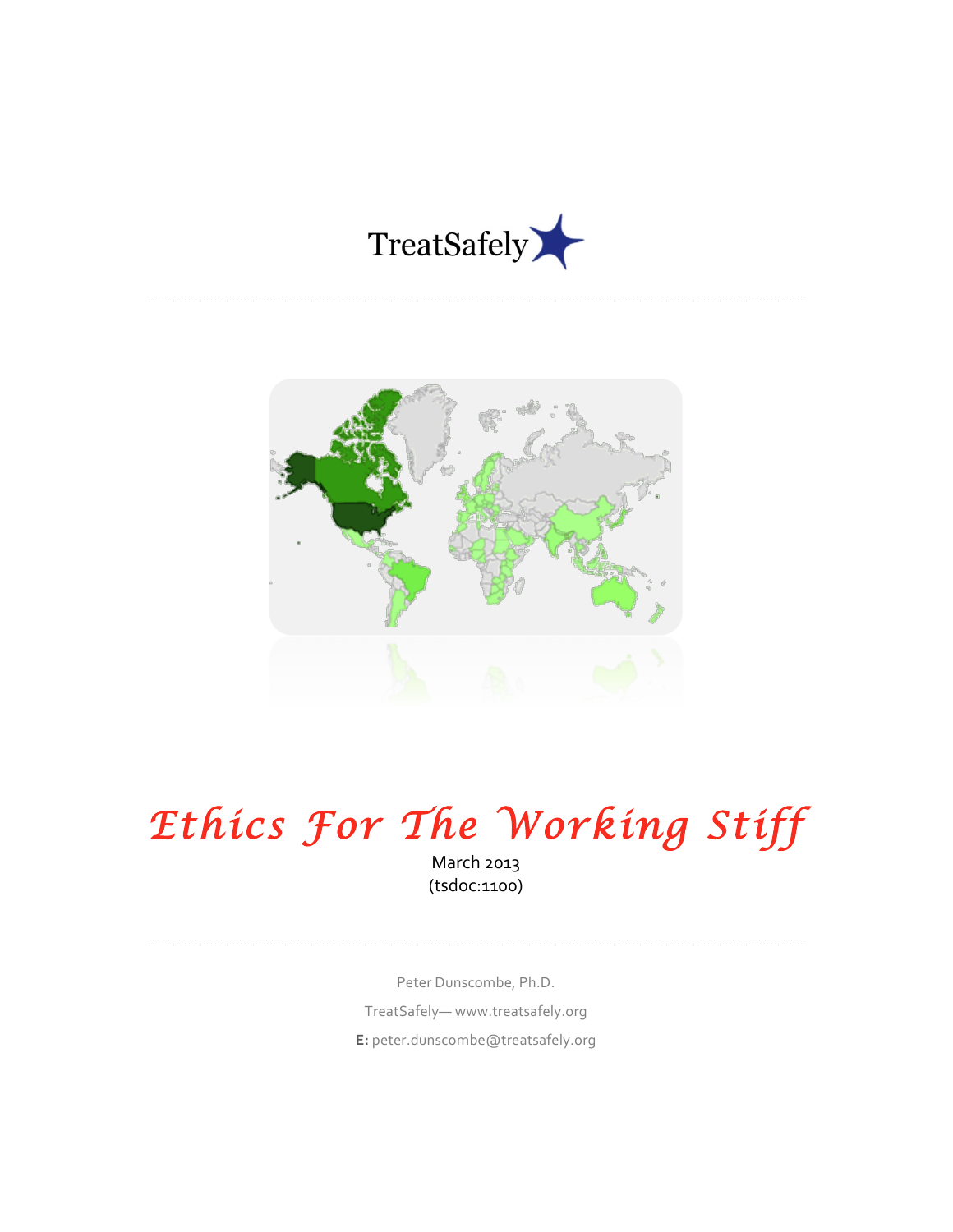TreatSafely

# Ethics For The Working Stiff

March 2013

(tsdoc:1100)

Peter Dunscombe, Ph.D.

TreatSafely— www.treatsafely.org

**E:** peter.dunscombe@treatsafely.org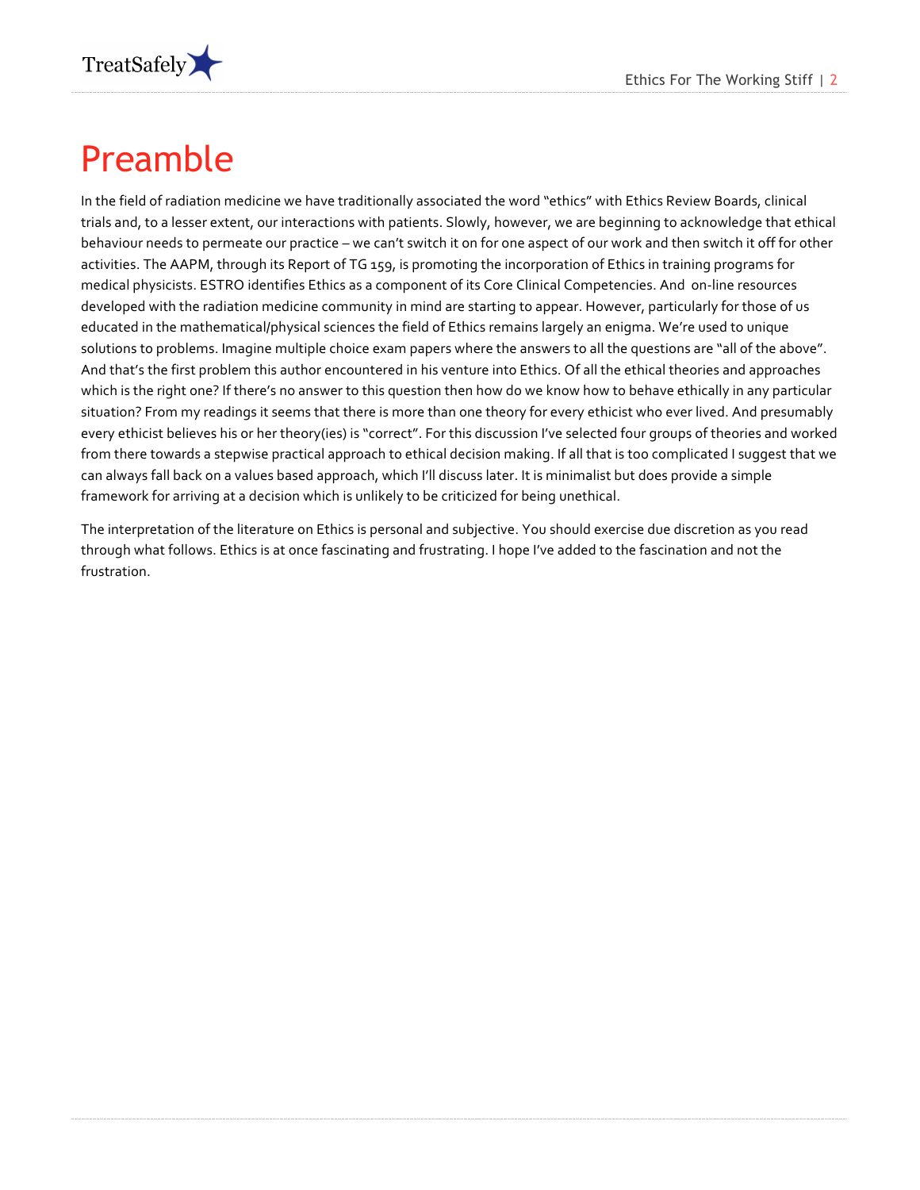# Preamble

In the field of radiation medicine we have traditionally associated the word "ethics" with Ethics Review Boards, clinical trials and, to a lesser extent, our interactions with patients. Slowly, however, we are beginning to acknowledge that ethical behaviour needs to permeate our practice – we can't switch it on for one aspect of our work and then switch it off for other activities. The AAPM, through its Report of TG 159, is promoting the incorporation of Ethics in training programs for medical physicists. ESTRO identifies Ethics as a component of its Core Clinical Competencies. And on-line resources developed with the radiation medicine community in mind are starting to appear. However, particularly for those of us educated in the mathematical/physical sciences the field of Ethics remains largely an enigma. We're used to unique solutions to problems. Imagine multiple choice exam papers where the answers to all the questions are "all of the above". And that's the first problem this author encountered in his venture into Ethics. Of all the ethical theories and approaches which is the right one? If there's no answer to this question then how do we know how to behave ethically in any particular situation? From my readings it seems that there is more than one theory for every ethicist who ever lived. And presumably every ethicist believes his or her theory(ies) is "correct". For this discussion I've selected four groups of theories and worked from there towards a stepwise practical approach to ethical decision making. If all that is too complicated I suggest that we can always fall back on a values based approach, which I'll discuss later. It is minimalist but does provide a simple framework for arriving at a decision which is unlikely to be criticized for being unethical.

The interpretation of the literature on Ethics is personal and subjective. You should exercise due discretion as you read through what follows. Ethics is at once fascinating and frustrating. I hope I've added to the fascination and not the frustration.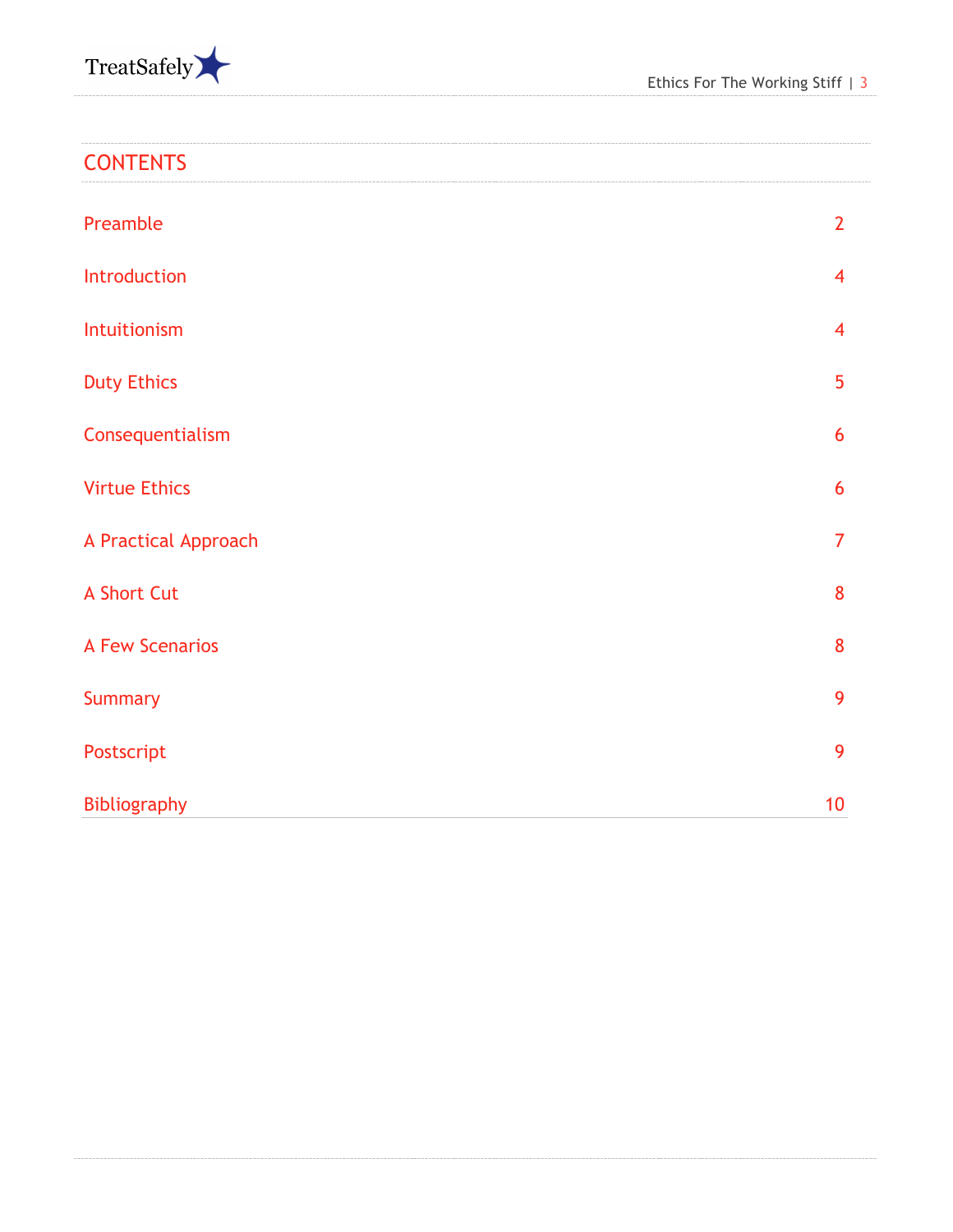## CONTENTS

| | |
|---|---|
| Preamble | 2 |
| Introduction | 4 |
| Intuitionism | 4 |
| Duty Ethics | 5 |
| Consequentialism | 6 |
| Virtue Ethics | 6 |
| A Practical Approach | 7 |
| A Short Cut | 8 |
| A Few Scenarios | 8 |
| Summary | 9 |
| Postscript | 9 |
| Bibliography | 10 |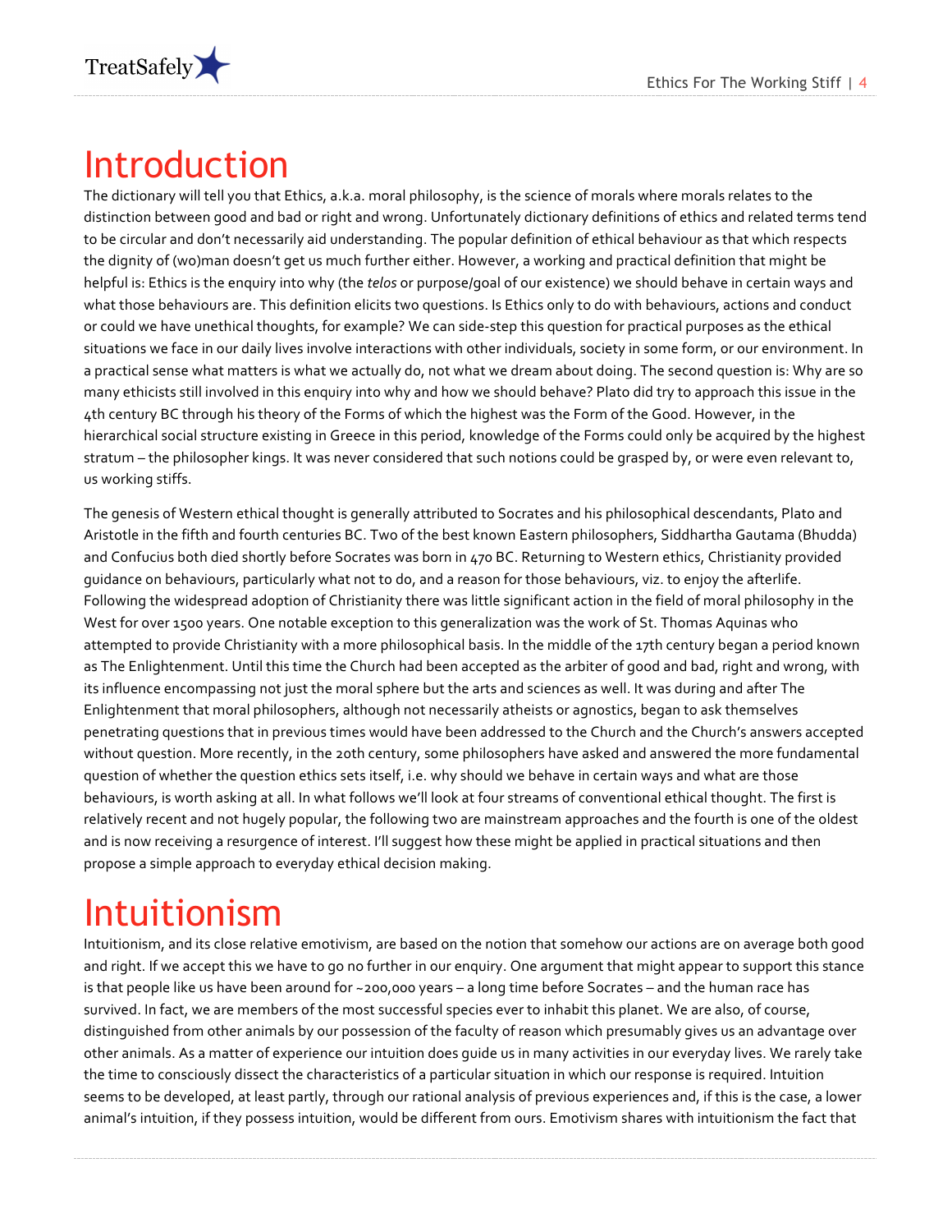# Introduction

The dictionary will tell you that Ethics, a.k.a. moral philosophy, is the science of morals where morals relates to the distinction between good and bad or right and wrong. Unfortunately dictionary definitions of ethics and related terms tend to be circular and don't necessarily aid understanding. The popular definition of ethical behaviour as that which respects the dignity of (wo)man doesn't get us much further either. However, a working and practical definition that might be helpful is: Ethics is the enquiry into why (the *telos* or purpose/goal of our existence) we should behave in certain ways and what those behaviours are. This definition elicits two questions. Is Ethics only to do with behaviours, actions and conduct or could we have unethical thoughts, for example? We can side-step this question for practical purposes as the ethical situations we face in our daily lives involve interactions with other individuals, society in some form, or our environment. In a practical sense what matters is what we actually do, not what we dream about doing. The second question is: Why are so many ethicists still involved in this enquiry into why and how we should behave? Plato did try to approach this issue in the 4th century BC through his theory of the Forms of which the highest was the Form of the Good. However, in the hierarchical social structure existing in Greece in this period, knowledge of the Forms could only be acquired by the highest stratum – the philosopher kings. It was never considered that such notions could be grasped by, or were even relevant to, us working stiffs.

The genesis of Western ethical thought is generally attributed to Socrates and his philosophical descendants, Plato and Aristotle in the fifth and fourth centuries BC. Two of the best known Eastern philosophers, Siddhartha Gautama (Bhudda) and Confucius both died shortly before Socrates was born in 470 BC. Returning to Western ethics, Christianity provided guidance on behaviours, particularly what not to do, and a reason for those behaviours, viz. to enjoy the afterlife. Following the widespread adoption of Christianity there was little significant action in the field of moral philosophy in the West for over 1500 years. One notable exception to this generalization was the work of St. Thomas Aquinas who attempted to provide Christianity with a more philosophical basis. In the middle of the 17th century began a period known as The Enlightenment. Until this time the Church had been accepted as the arbiter of good and bad, right and wrong, with its influence encompassing not just the moral sphere but the arts and sciences as well. It was during and after The Enlightenment that moral philosophers, although not necessarily atheists or agnostics, began to ask themselves penetrating questions that in previous times would have been addressed to the Church and the Church's answers accepted without question. More recently, in the 20th century, some philosophers have asked and answered the more fundamental question of whether the question ethics sets itself, i.e. why should we behave in certain ways and what are those behaviours, is worth asking at all. In what follows we'll look at four streams of conventional ethical thought. The first is relatively recent and not hugely popular, the following two are mainstream approaches and the fourth is one of the oldest and is now receiving a resurgence of interest. I'll suggest how these might be applied in practical situations and then propose a simple approach to everyday ethical decision making.

# Intuitionism

Intuitionism, and its close relative emotivism, are based on the notion that somehow our actions are on average both good and right. If we accept this we have to go no further in our enquiry. One argument that might appear to support this stance is that people like us have been around for ~200,000 years – a long time before Socrates – and the human race has survived. In fact, we are members of the most successful species ever to inhabit this planet. We are also, of course, distinguished from other animals by our possession of the faculty of reason which presumably gives us an advantage over other animals. As a matter of experience our intuition does guide us in many activities in our everyday lives. We rarely take the time to consciously dissect the characteristics of a particular situation in which our response is required. Intuition seems to be developed, at least partly, through our rational analysis of previous experiences and, if this is the case, a lower animal's intuition, if they possess intuition, would be different from ours. Emotivism shares with intuitionism the fact that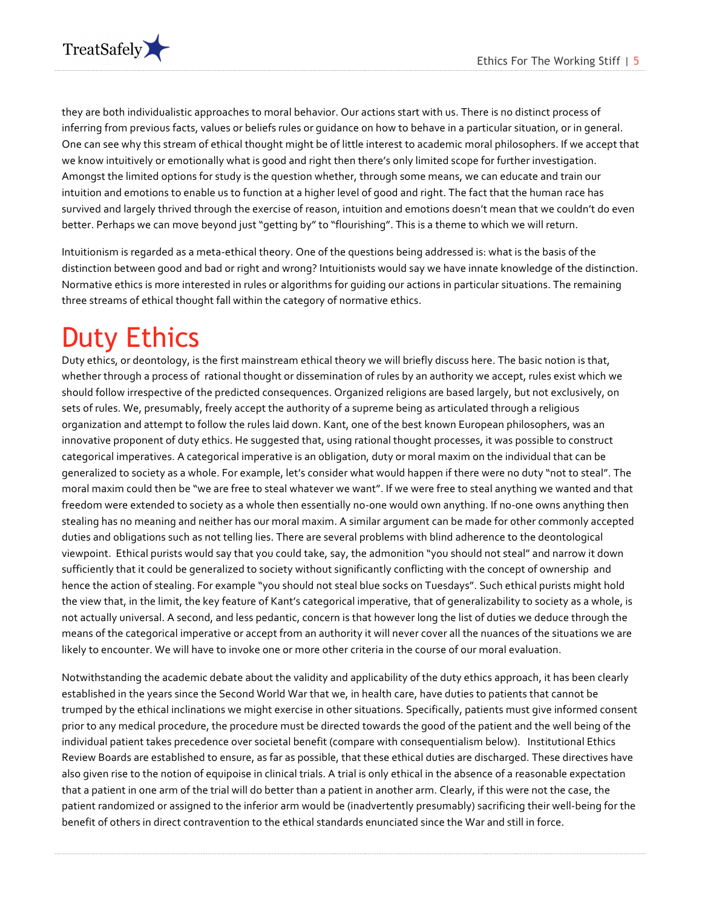they are both individualistic approaches to moral behavior. Our actions start with us. There is no distinct process of inferring from previous facts, values or beliefs rules or guidance on how to behave in a particular situation, or in general. One can see why this stream of ethical thought might be of little interest to academic moral philosophers. If we accept that we know intuitively or emotionally what is good and right then there's only limited scope for further investigation. Amongst the limited options for study is the question whether, through some means, we can educate and train our intuition and emotions to enable us to function at a higher level of good and right. The fact that the human race has survived and largely thrived through the exercise of reason, intuition and emotions doesn't mean that we couldn't do even better. Perhaps we can move beyond just "getting by" to "flourishing". This is a theme to which we will return.

Intuitionism is regarded as a meta-ethical theory. One of the questions being addressed is: what is the basis of the distinction between good and bad or right and wrong? Intuitionists would say we have innate knowledge of the distinction. Normative ethics is more interested in rules or algorithms for guiding our actions in particular situations. The remaining three streams of ethical thought fall within the category of normative ethics.

# Duty Ethics

Duty ethics, or deontology, is the first mainstream ethical theory we will briefly discuss here. The basic notion is that, whether through a process of rational thought or dissemination of rules by an authority we accept, rules exist which we should follow irrespective of the predicted consequences. Organized religions are based largely, but not exclusively, on sets of rules. We, presumably, freely accept the authority of a supreme being as articulated through a religious organization and attempt to follow the rules laid down. Kant, one of the best known European philosophers, was an innovative proponent of duty ethics. He suggested that, using rational thought processes, it was possible to construct categorical imperatives. A categorical imperative is an obligation, duty or moral maxim on the individual that can be generalized to society as a whole. For example, let's consider what would happen if there were no duty "not to steal". The moral maxim could then be "we are free to steal whatever we want". If we were free to steal anything we wanted and that freedom were extended to society as a whole then essentially no-one would own anything. If no-one owns anything then stealing has no meaning and neither has our moral maxim. A similar argument can be made for other commonly accepted duties and obligations such as not telling lies. There are several problems with blind adherence to the deontological viewpoint. Ethical purists would say that you could take, say, the admonition "you should not steal" and narrow it down sufficiently that it could be generalized to society without significantly conflicting with the concept of ownership and hence the action of stealing. For example "you should not steal blue socks on Tuesdays". Such ethical purists might hold the view that, in the limit, the key feature of Kant's categorical imperative, that of generalizability to society as a whole, is not actually universal. A second, and less pedantic, concern is that however long the list of duties we deduce through the means of the categorical imperative or accept from an authority it will never cover all the nuances of the situations we are likely to encounter. We will have to invoke one or more other criteria in the course of our moral evaluation.

Notwithstanding the academic debate about the validity and applicability of the duty ethics approach, it has been clearly established in the years since the Second World War that we, in health care, have duties to patients that cannot be trumped by the ethical inclinations we might exercise in other situations. Specifically, patients must give informed consent prior to any medical procedure, the procedure must be directed towards the good of the patient and the well being of the individual patient takes precedence over societal benefit (compare with consequentialism below). Institutional Ethics Review Boards are established to ensure, as far as possible, that these ethical duties are discharged. These directives have also given rise to the notion of equipoise in clinical trials. A trial is only ethical in the absence of a reasonable expectation that a patient in one arm of the trial will do better than a patient in another arm. Clearly, if this were not the case, the patient randomized or assigned to the inferior arm would be (inadvertently presumably) sacrificing their well-being for the benefit of others in direct contravention to the ethical standards enunciated since the War and still in force.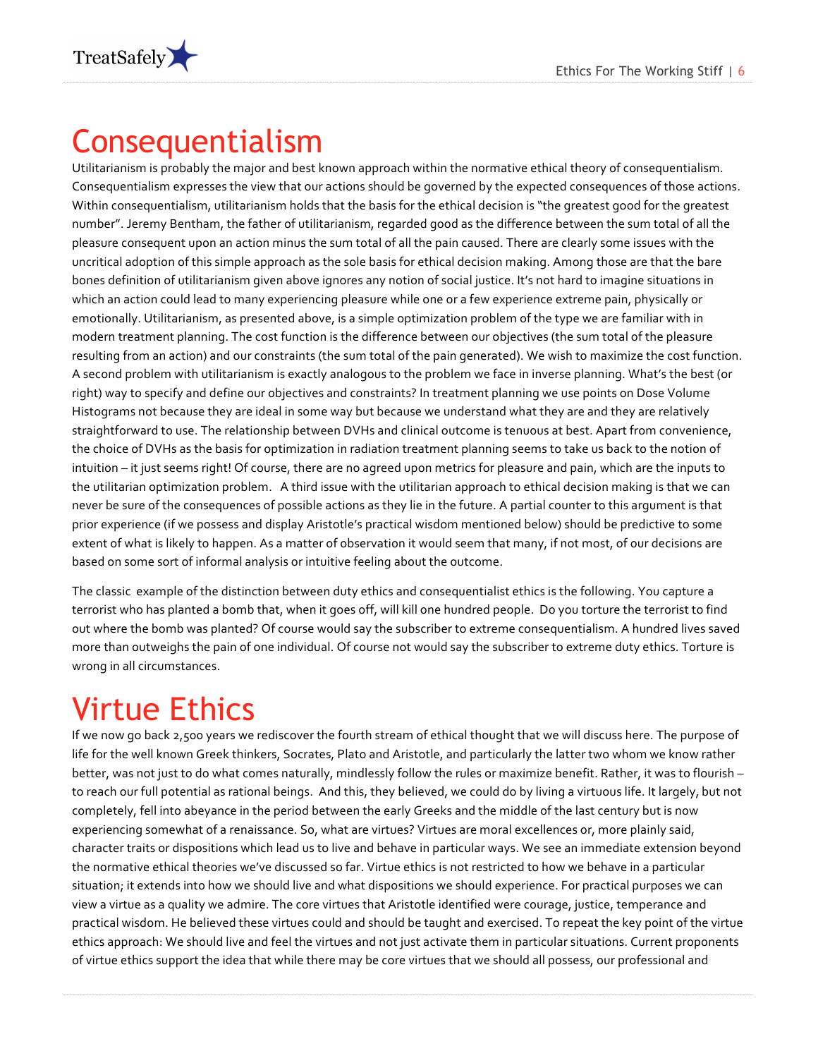# Consequentialism

Utilitarianism is probably the major and best known approach within the normative ethical theory of consequentialism. Consequentialism expresses the view that our actions should be governed by the expected consequences of those actions. Within consequentialism, utilitarianism holds that the basis for the ethical decision is "the greatest good for the greatest number". Jeremy Bentham, the father of utilitarianism, regarded good as the difference between the sum total of all the pleasure consequent upon an action minus the sum total of all the pain caused. There are clearly some issues with the uncritical adoption of this simple approach as the sole basis for ethical decision making. Among those are that the bare bones definition of utilitarianism given above ignores any notion of social justice. It's not hard to imagine situations in which an action could lead to many experiencing pleasure while one or a few experience extreme pain, physically or emotionally. Utilitarianism, as presented above, is a simple optimization problem of the type we are familiar with in modern treatment planning. The cost function is the difference between our objectives (the sum total of the pleasure resulting from an action) and our constraints (the sum total of the pain generated). We wish to maximize the cost function. A second problem with utilitarianism is exactly analogous to the problem we face in inverse planning. What's the best (or right) way to specify and define our objectives and constraints? In treatment planning we use points on Dose Volume Histograms not because they are ideal in some way but because we understand what they are and they are relatively straightforward to use. The relationship between DVHs and clinical outcome is tenuous at best. Apart from convenience, the choice of DVHs as the basis for optimization in radiation treatment planning seems to take us back to the notion of intuition – it just seems right! Of course, there are no agreed upon metrics for pleasure and pain, which are the inputs to the utilitarian optimization problem. A third issue with the utilitarian approach to ethical decision making is that we can never be sure of the consequences of possible actions as they lie in the future. A partial counter to this argument is that prior experience (if we possess and display Aristotle's practical wisdom mentioned below) should be predictive to some extent of what is likely to happen. As a matter of observation it would seem that many, if not most, of our decisions are based on some sort of informal analysis or intuitive feeling about the outcome.

The classic example of the distinction between duty ethics and consequentialist ethics is the following. You capture a terrorist who has planted a bomb that, when it goes off, will kill one hundred people. Do you torture the terrorist to find out where the bomb was planted? Of course would say the subscriber to extreme consequentialism. A hundred lives saved more than outweighs the pain of one individual. Of course not would say the subscriber to extreme duty ethics. Torture is wrong in all circumstances.

# Virtue Ethics

If we now go back 2,500 years we rediscover the fourth stream of ethical thought that we will discuss here. The purpose of life for the well known Greek thinkers, Socrates, Plato and Aristotle, and particularly the latter two whom we know rather better, was not just to do what comes naturally, mindlessly follow the rules or maximize benefit. Rather, it was to flourish – to reach our full potential as rational beings. And this, they believed, we could do by living a virtuous life. It largely, but not completely, fell into abeyance in the period between the early Greeks and the middle of the last century but is now experiencing somewhat of a renaissance. So, what are virtues? Virtues are moral excellences or, more plainly said, character traits or dispositions which lead us to live and behave in particular ways. We see an immediate extension beyond the normative ethical theories we've discussed so far. Virtue ethics is not restricted to how we behave in a particular situation; it extends into how we should live and what dispositions we should experience. For practical purposes we can view a virtue as a quality we admire. The core virtues that Aristotle identified were courage, justice, temperance and practical wisdom. He believed these virtues could and should be taught and exercised. To repeat the key point of the virtue ethics approach: We should live and feel the virtues and not just activate them in particular situations. Current proponents of virtue ethics support the idea that while there may be core virtues that we should all possess, our professional and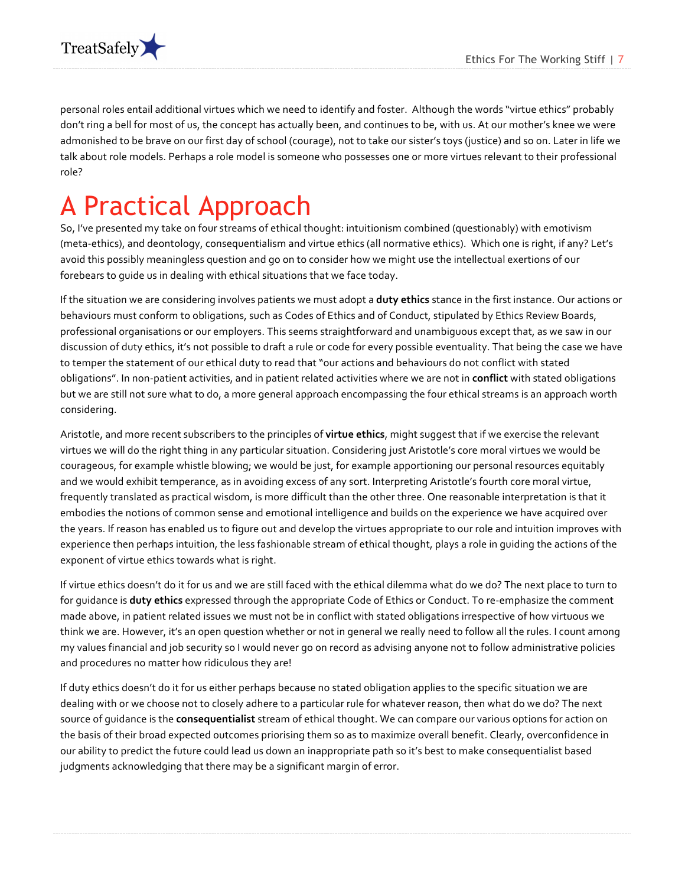personal roles entail additional virtues which we need to identify and foster. Although the words "virtue ethics" probably don't ring a bell for most of us, the concept has actually been, and continues to be, with us. At our mother's knee we were admonished to be brave on our first day of school (courage), not to take our sister's toys (justice) and so on. Later in life we talk about role models. Perhaps a role model is someone who possesses one or more virtues relevant to their professional role?

# A Practical Approach

So, I've presented my take on four streams of ethical thought: intuitionism combined (questionably) with emotivism (meta-ethics), and deontology, consequentialism and virtue ethics (all normative ethics). Which one is right, if any? Let's avoid this possibly meaningless question and go on to consider how we might use the intellectual exertions of our forebears to guide us in dealing with ethical situations that we face today.

If the situation we are considering involves patients we must adopt a **duty ethics** stance in the first instance. Our actions or behaviours must conform to obligations, such as Codes of Ethics and of Conduct, stipulated by Ethics Review Boards, professional organisations or our employers. This seems straightforward and unambiguous except that, as we saw in our discussion of duty ethics, it's not possible to draft a rule or code for every possible eventuality. That being the case we have to temper the statement of our ethical duty to read that "our actions and behaviours do not conflict with stated obligations". In non-patient activities, and in patient related activities where we are not in **conflict** with stated obligations but we are still not sure what to do, a more general approach encompassing the four ethical streams is an approach worth considering.

Aristotle, and more recent subscribers to the principles of **virtue ethics**, might suggest that if we exercise the relevant virtues we will do the right thing in any particular situation. Considering just Aristotle's core moral virtues we would be courageous, for example whistle blowing; we would be just, for example apportioning our personal resources equitably and we would exhibit temperance, as in avoiding excess of any sort. Interpreting Aristotle's fourth core moral virtue, frequently translated as practical wisdom, is more difficult than the other three. One reasonable interpretation is that it embodies the notions of common sense and emotional intelligence and builds on the experience we have acquired over the years. If reason has enabled us to figure out and develop the virtues appropriate to our role and intuition improves with experience then perhaps intuition, the less fashionable stream of ethical thought, plays a role in guiding the actions of the exponent of virtue ethics towards what is right.

If virtue ethics doesn't do it for us and we are still faced with the ethical dilemma what do we do? The next place to turn to for guidance is **duty ethics** expressed through the appropriate Code of Ethics or Conduct. To re-emphasize the comment made above, in patient related issues we must not be in conflict with stated obligations irrespective of how virtuous we think we are. However, it's an open question whether or not in general we really need to follow all the rules. I count among my values financial and job security so I would never go on record as advising anyone not to follow administrative policies and procedures no matter how ridiculous they are!

If duty ethics doesn't do it for us either perhaps because no stated obligation applies to the specific situation we are dealing with or we choose not to closely adhere to a particular rule for whatever reason, then what do we do? The next source of guidance is the **consequentialist** stream of ethical thought. We can compare our various options for action on the basis of their broad expected outcomes priorising them so as to maximize overall benefit. Clearly, overconfidence in our ability to predict the future could lead us down an inappropriate path so it's best to make consequentialist based judgments acknowledging that there may be a significant margin of error.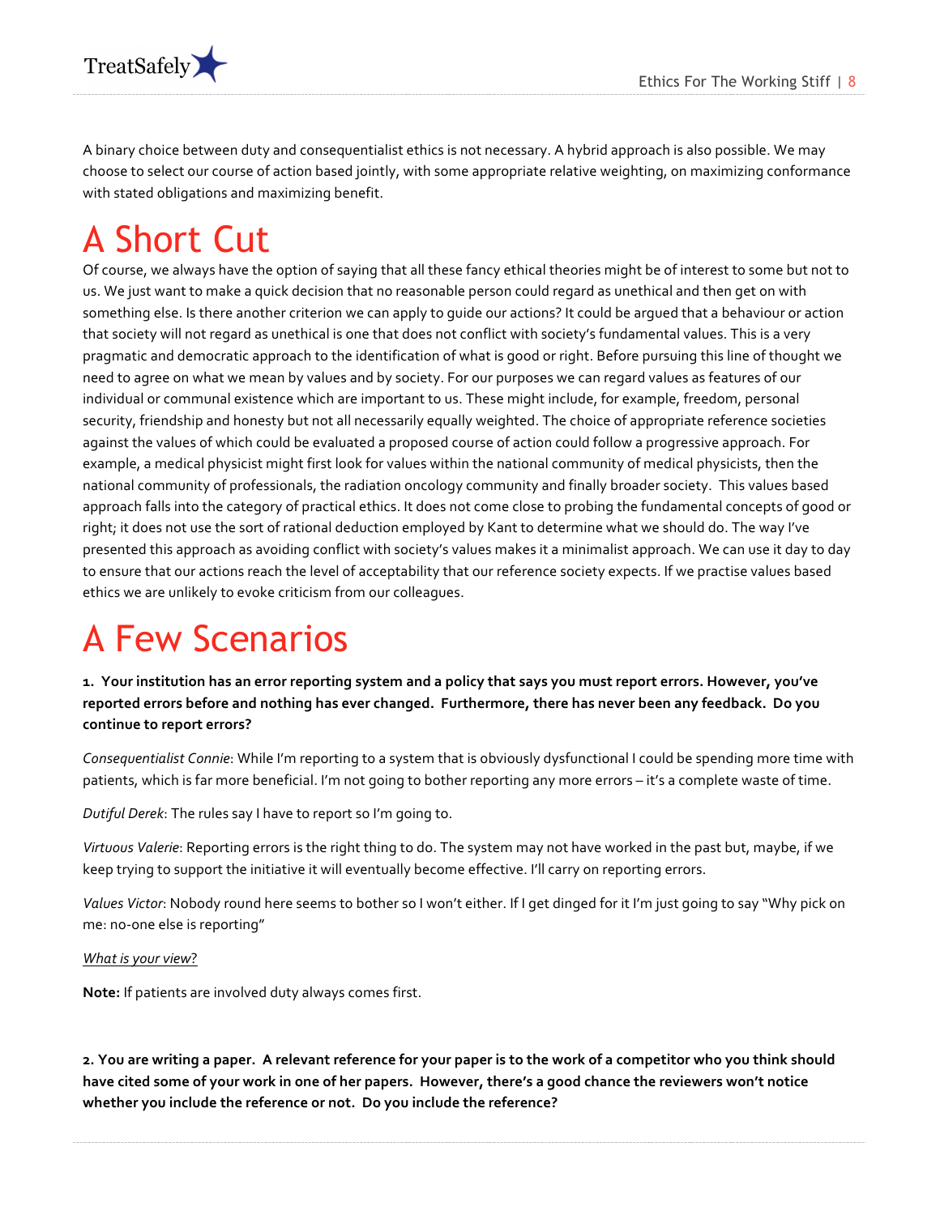A binary choice between duty and consequentialist ethics is not necessary. A hybrid approach is also possible. We may choose to select our course of action based jointly, with some appropriate relative weighting, on maximizing conformance with stated obligations and maximizing benefit.

# A Short Cut

Of course, we always have the option of saying that all these fancy ethical theories might be of interest to some but not to us. We just want to make a quick decision that no reasonable person could regard as unethical and then get on with something else. Is there another criterion we can apply to guide our actions? It could be argued that a behaviour or action that society will not regard as unethical is one that does not conflict with society's fundamental values. This is a very pragmatic and democratic approach to the identification of what is good or right. Before pursuing this line of thought we need to agree on what we mean by values and by society. For our purposes we can regard values as features of our individual or communal existence which are important to us. These might include, for example, freedom, personal security, friendship and honesty but not all necessarily equally weighted. The choice of appropriate reference societies against the values of which could be evaluated a proposed course of action could follow a progressive approach. For example, a medical physicist might first look for values within the national community of medical physicists, then the national community of professionals, the radiation oncology community and finally broader society. This values based approach falls into the category of practical ethics. It does not come close to probing the fundamental concepts of good or right; it does not use the sort of rational deduction employed by Kant to determine what we should do. The way I've presented this approach as avoiding conflict with society's values makes it a minimalist approach. We can use it day to day to ensure that our actions reach the level of acceptability that our reference society expects. If we practise values based ethics we are unlikely to evoke criticism from our colleagues.

# A Few Scenarios

**1. Your institution has an error reporting system and a policy that says you must report errors. However, you've reported errors before and nothing has ever changed. Furthermore, there has never been any feedback. Do you continue to report errors?**

*Consequentialist Connie*: While I'm reporting to a system that is obviously dysfunctional I could be spending more time with patients, which is far more beneficial. I'm not going to bother reporting any more errors – it's a complete waste of time.

*Dutiful Derek*: The rules say I have to report so I'm going to.

*Virtuous Valerie*: Reporting errors is the right thing to do. The system may not have worked in the past but, maybe, if we keep trying to support the initiative it will eventually become effective. I'll carry on reporting errors.

*Values Victor*: Nobody round here seems to bother so I won't either. If I get dinged for it I'm just going to say "Why pick on me: no-one else is reporting"

<u>*What is your view?*</u>

**Note:** If patients are involved duty always comes first.

**2. You are writing a paper. A relevant reference for your paper is to the work of a competitor who you think should have cited some of your work in one of her papers. However, there's a good chance the reviewers won't notice whether you include the reference or not. Do you include the reference?**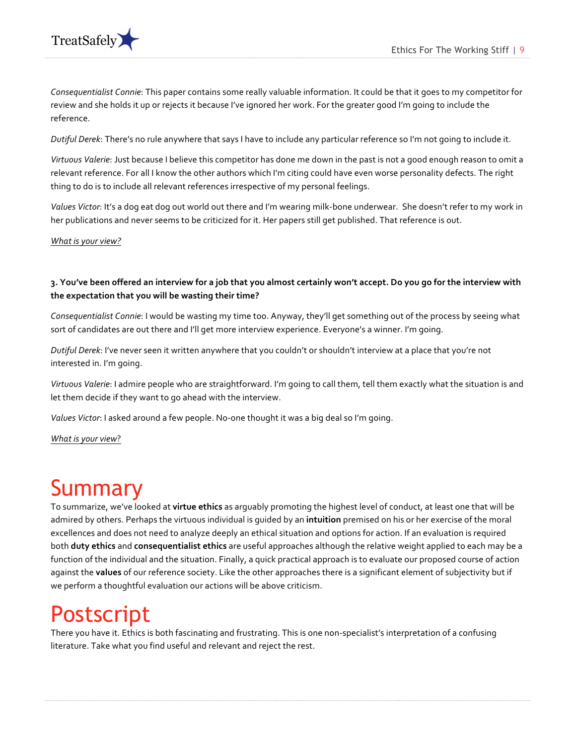*Consequentialist Connie*: This paper contains some really valuable information. It could be that it goes to my competitor for review and she holds it up or rejects it because I've ignored her work. For the greater good I'm going to include the reference.

*Dutiful Derek*: There's no rule anywhere that says I have to include any particular reference so I'm not going to include it.

*Virtuous Valerie*: Just because I believe this competitor has done me down in the past is not a good enough reason to omit a relevant reference. For all I know the other authors which I'm citing could have even worse personality defects. The right thing to do is to include all relevant references irrespective of my personal feelings.

*Values Victor*: It's a dog eat dog out world out there and I'm wearing milk-bone underwear. She doesn't refer to my work in her publications and never seems to be criticized for it. Her papers still get published. That reference is out.

*What is your view?*

**3. You've been offered an interview for a job that you almost certainly won't accept. Do you go for the interview with the expectation that you will be wasting their time?**

*Consequentialist Connie*: I would be wasting my time too. Anyway, they'll get something out of the process by seeing what sort of candidates are out there and I'll get more interview experience. Everyone's a winner. I'm going.

*Dutiful Derek*: I've never seen it written anywhere that you couldn't or shouldn't interview at a place that you're not interested in. I'm going.

*Virtuous Valerie*: I admire people who are straightforward. I'm going to call them, tell them exactly what the situation is and let them decide if they want to go ahead with the interview.

*Values Victor*: I asked around a few people. No-one thought it was a big deal so I'm going.

*What is your view?*

# Summary

To summarize, we've looked at **virtue ethics** as arguably promoting the highest level of conduct, at least one that will be admired by others. Perhaps the virtuous individual is guided by an **intuition** premised on his or her exercise of the moral excellences and does not need to analyze deeply an ethical situation and options for action. If an evaluation is required both **duty ethics** and **consequentialist ethics** are useful approaches although the relative weight applied to each may be a function of the individual and the situation. Finally, a quick practical approach is to evaluate our proposed course of action against the **values** of our reference society. Like the other approaches there is a significant element of subjectivity but if we perform a thoughtful evaluation our actions will be above criticism.

# Postscript

There you have it. Ethics is both fascinating and frustrating. This is one non-specialist's interpretation of a confusing literature. Take what you find useful and relevant and reject the rest.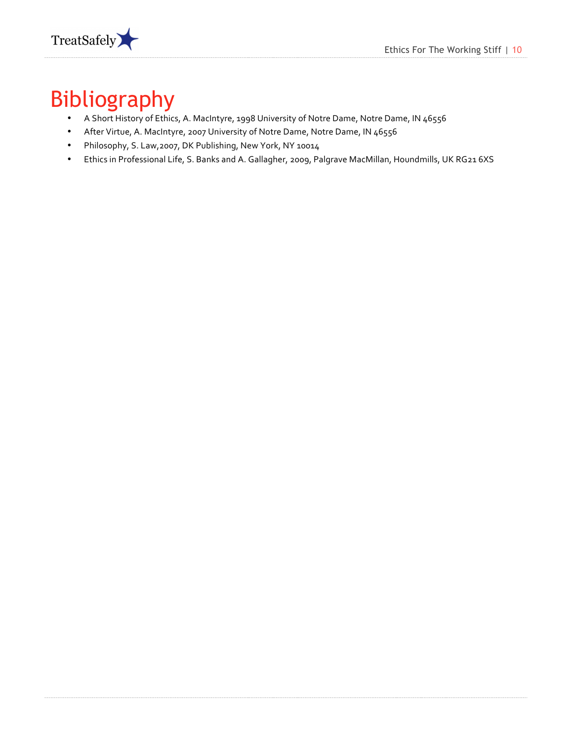# Bibliography

- A Short History of Ethics, A. MacIntyre, 1998 University of Notre Dame, Notre Dame, IN 46556
- After Virtue, A. MacIntyre, 2007 University of Notre Dame, Notre Dame, IN 46556
- Philosophy, S. Law,2007, DK Publishing, New York, NY 10014
- Ethics in Professional Life, S. Banks and A. Gallagher, 2009, Palgrave MacMillan, Houndmills, UK RG21 6XS